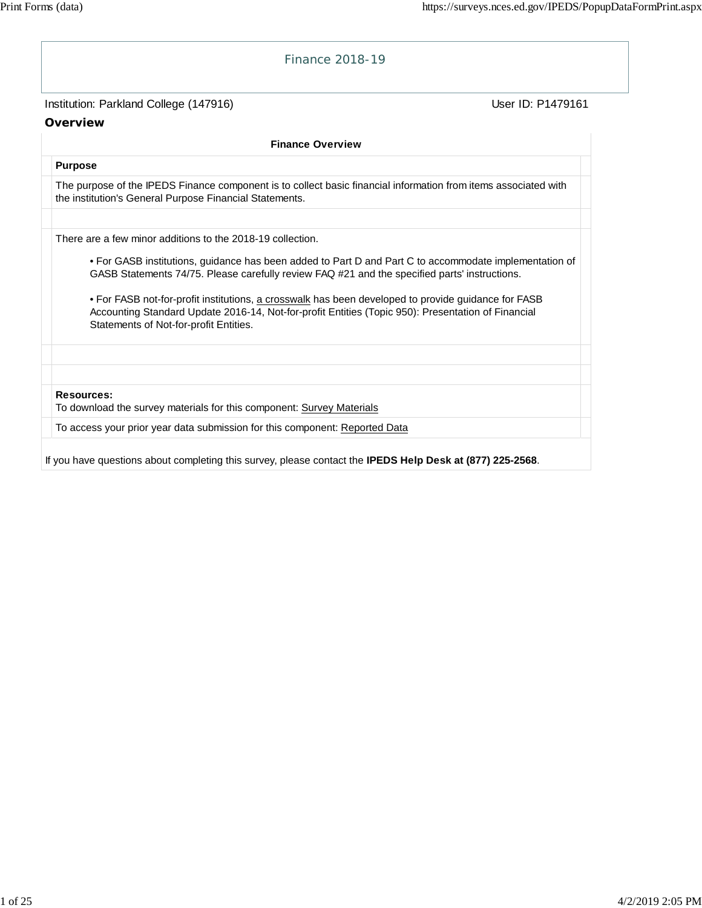# Finance 2018-19

Institution: Parkland College (147916) User ID: P1479161

## Overview

### Finance Overview

**Purpose**

The purpose of the IPEDS Finance component is to collect basic financial information from items associated with the institution's General Purpose Financial Statements.

There are a few minor additions to the 2018-19 collection.

- For GASB institutions, guidance has been added to Part D and Part C to accommodate implementation of GASB Statements 74/75. Please carefully review FAQ #21 and the specified parts' instructions.
- For FASB not-for-profit institutions, a crosswalk has been developed to provide guidance for FASB Accounting Standard Update 2016-14, Not-for-profit Entities (Topic 950): Presentation of Financial Statements of Not-for-profit Entities.

**Resources:**
To download the survey materials for this component: Survey Materials

To access your prior year data submission for this component: Reported Data

If you have questions about completing this survey, please contact the **IPEDS Help Desk at (877) 225-2568**.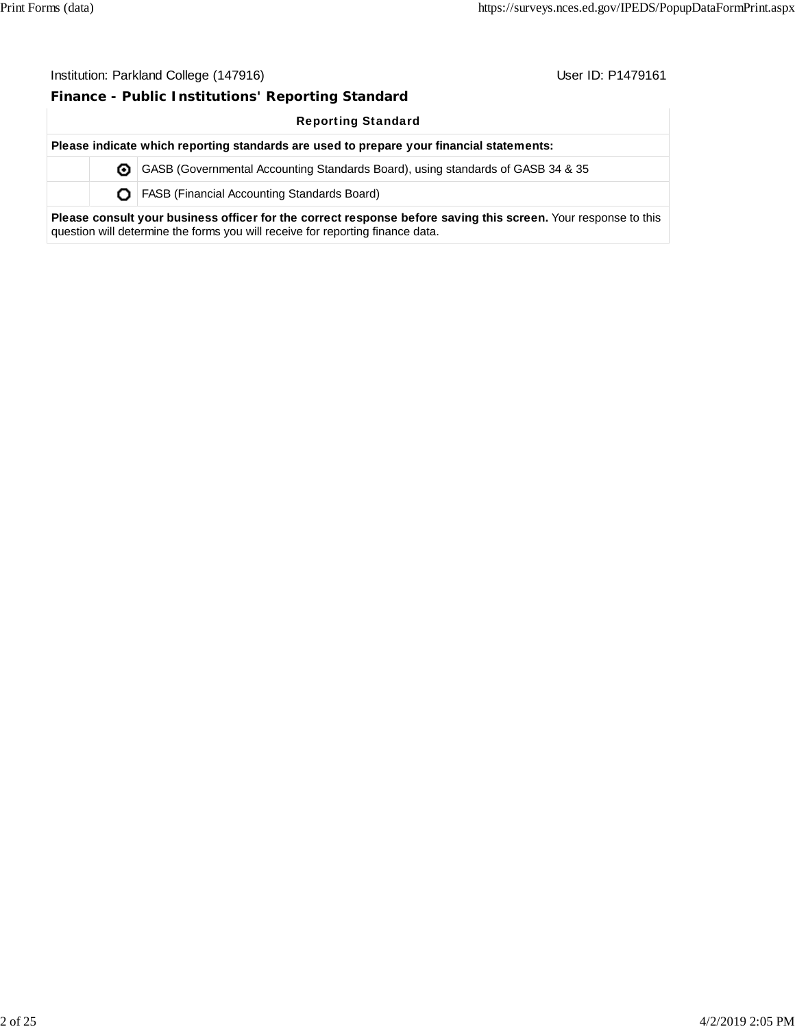Institution: Parkland College (147916) User ID: P1479161

## Finance - Public Institutions' Reporting Standard

| Reporting Standard | | |
|---|---|---|
| **Please indicate which reporting standards are used to prepare your financial statements:** | | |
| | ◉ | GASB (Governmental Accounting Standards Board), using standards of GASB 34 & 35 |
| | ○ | FASB (Financial Accounting Standards Board) |
| **Please consult your business officer for the correct response before saving this screen.** Your response to this question will determine the forms you will receive for reporting finance data. | | |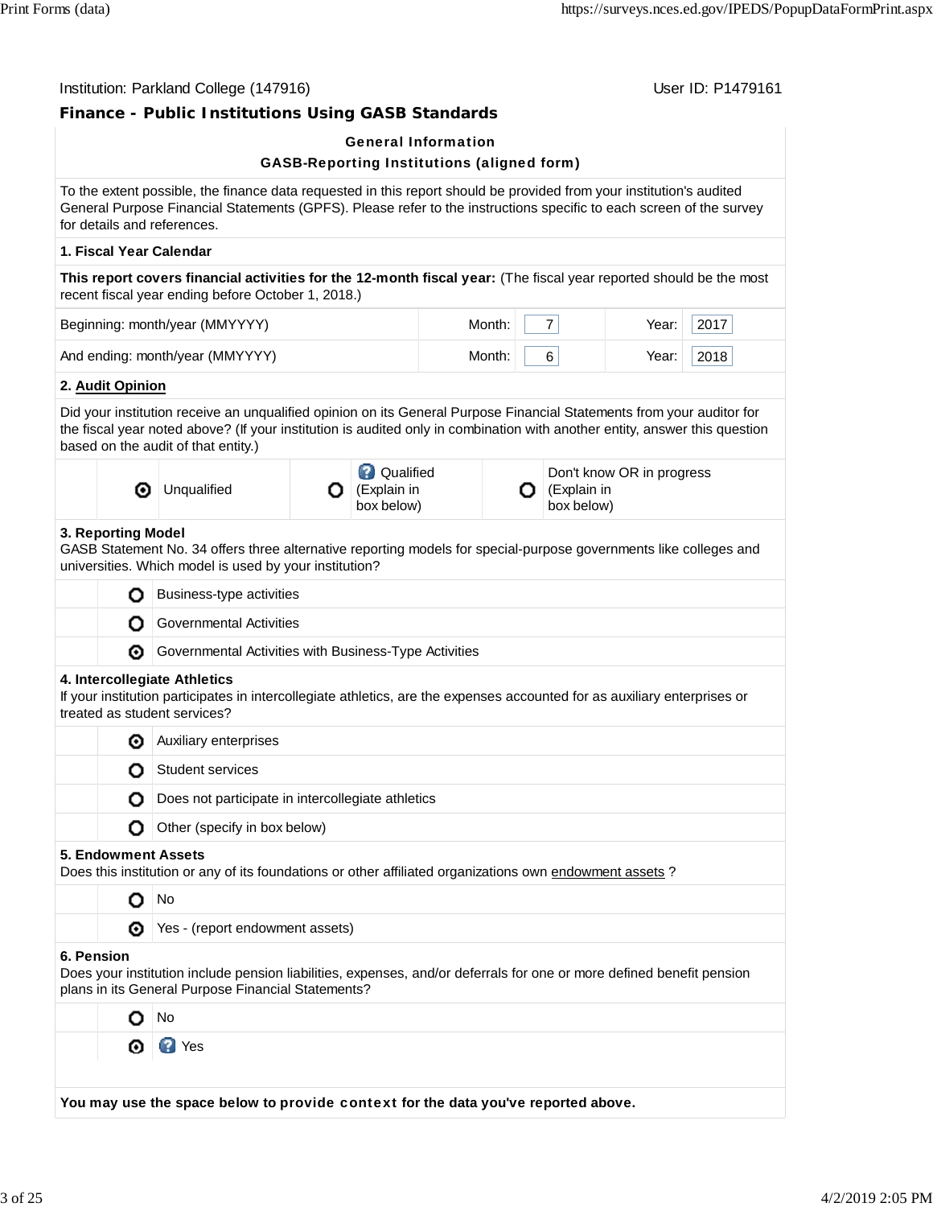Institution: Parkland College (147916)

User ID: P1479161

## Finance - Public Institutions Using GASB Standards

### General Information

### GASB-Reporting Institutions (aligned form)

To the extent possible, the finance data requested in this report should be provided from your institution's audited General Purpose Financial Statements (GPFS). Please refer to the instructions specific to each screen of the survey for details and references.

**1. Fiscal Year Calendar**

**This report covers financial activities for the 12-month fiscal year:** (The fiscal year reported should be the most recent fiscal year ending before October 1, 2018.)

| | | | | |
|---|---|---|---|---|
| Beginning: month/year (MMYYYY) | Month: | 7 | Year: | 2017 |
| And ending: month/year (MMYYYY) | Month: | 6 | Year: | 2018 |

**2. Audit Opinion**

Did your institution receive an unqualified opinion on its General Purpose Financial Statements from your auditor for the fiscal year noted above? (If your institution is audited only in combination with another entity, answer this question based on the audit of that entity.)

- (●) Unqualified
- ( ) Qualified (Explain in box below)
- ( ) Don't know OR in progress (Explain in box below)

**3. Reporting Model**

GASB Statement No. 34 offers three alternative reporting models for special-purpose governments like colleges and universities. Which model is used by your institution?

- ( ) Business-type activities
- ( ) Governmental Activities
- (●) Governmental Activities with Business-Type Activities

**4. Intercollegiate Athletics**

If your institution participates in intercollegiate athletics, are the expenses accounted for as auxiliary enterprises or treated as student services?

- (●) Auxiliary enterprises
- ( ) Student services
- ( ) Does not participate in intercollegiate athletics
- ( ) Other (specify in box below)

**5. Endowment Assets**

Does this institution or any of its foundations or other affiliated organizations own endowment assets ?

- ( ) No
- (●) Yes - (report endowment assets)

**6. Pension**

Does your institution include pension liabilities, expenses, and/or deferrals for one or more defined benefit pension plans in its General Purpose Financial Statements?

- ( ) No
- (●) Yes

**You may use the space below to provide context for the data you've reported above.**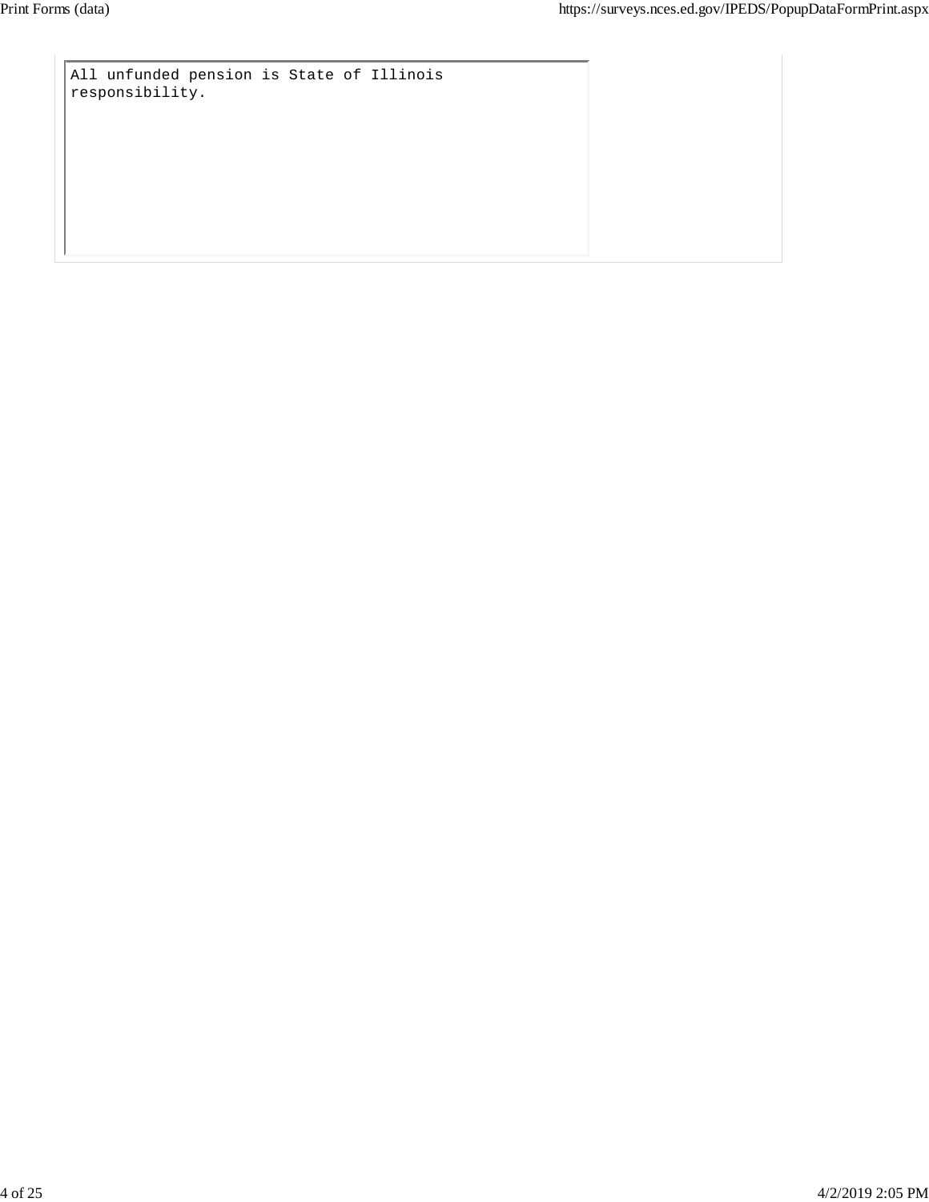All unfunded pension is State of Illinois responsibility.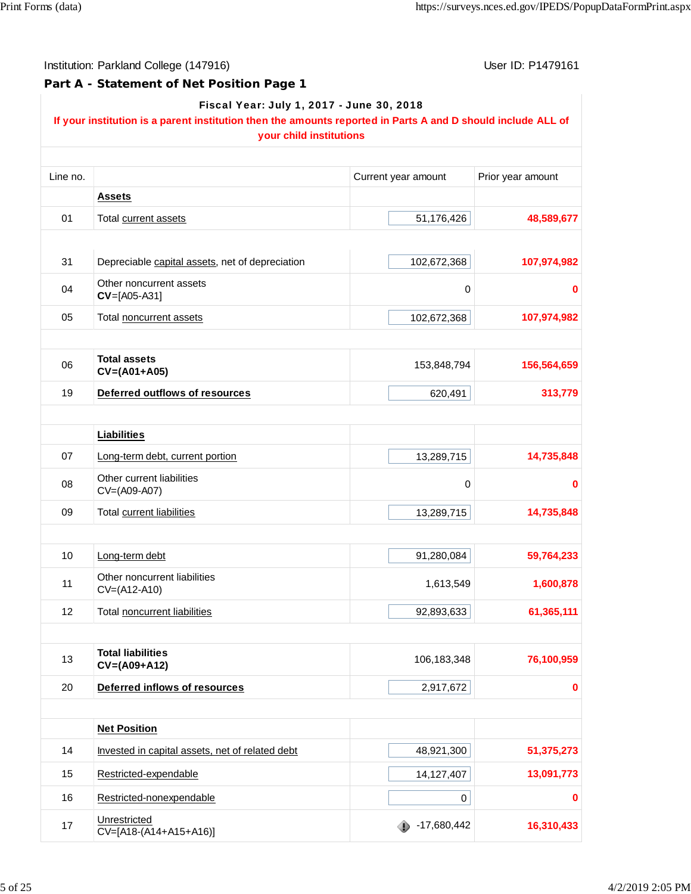Institution: Parkland College (147916)

User ID: P1479161

## Part A - Statement of Net Position Page 1

**Fiscal Year: July 1, 2017 - June 30, 2018**

**If your institution is a parent institution then the amounts reported in Parts A and D should include ALL of your child institutions**

| Line no. | | Current year amount | Prior year amount |
|---|---|---|---|
| | **Assets** | | |
| 01 | Total current assets | 51,176,426 | 48,589,677 |
| 31 | Depreciable capital assets, net of depreciation | 102,672,368 | 107,974,982 |
| 04 | Other noncurrent assets **CV**=[A05-A31] | 0 | 0 |
| 05 | Total noncurrent assets | 102,672,368 | 107,974,982 |
| 06 | **Total assets CV=(A01+A05)** | 153,848,794 | 156,564,659 |
| 19 | **Deferred outflows of resources** | 620,491 | 313,779 |
| | **Liabilities** | | |
| 07 | Long-term debt, current portion | 13,289,715 | 14,735,848 |
| 08 | Other current liabilities CV=(A09-A07) | 0 | 0 |
| 09 | Total current liabilities | 13,289,715 | 14,735,848 |
| 10 | Long-term debt | 91,280,084 | 59,764,233 |
| 11 | Other noncurrent liabilities CV=(A12-A10) | 1,613,549 | 1,600,878 |
| 12 | Total noncurrent liabilities | 92,893,633 | 61,365,111 |
| 13 | **Total liabilities CV=(A09+A12)** | 106,183,348 | 76,100,959 |
| 20 | **Deferred inflows of resources** | 2,917,672 | 0 |
| | **Net Position** | | |
| 14 | Invested in capital assets, net of related debt | 48,921,300 | 51,375,273 |
| 15 | Restricted-expendable | 14,127,407 | 13,091,773 |
| 16 | Restricted-nonexpendable | 0 | 0 |
| 17 | Unrestricted CV=[A18-(A14+A15+A16)] | -17,680,442 | 16,310,433 |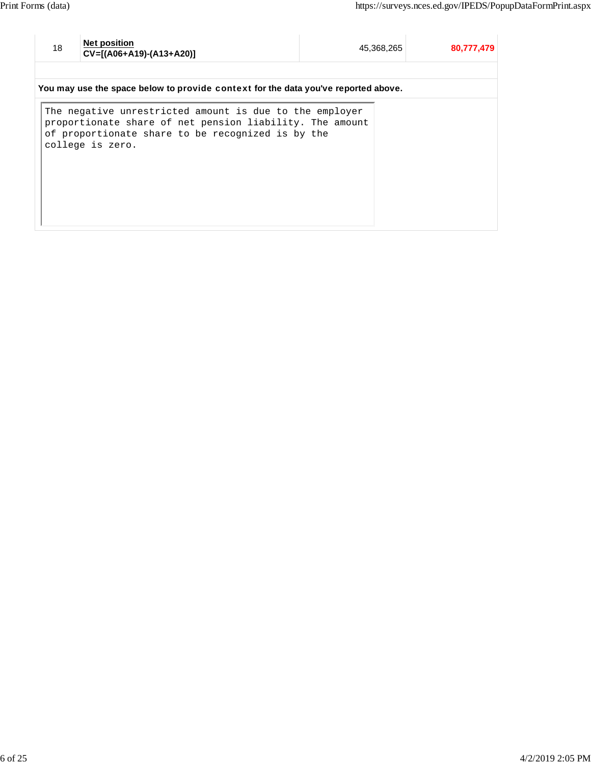| | | | |
|---|---|---|---|
| 18 | **Net position**<br>**CV=[(A06+A19)-(A13+A20)]** | 45,368,265 | **80,777,479** |

**You may use the space below to provide context for the data you've reported above.**

```
The negative unrestricted amount is due to the employer
proportionate share of net pension liability. The amount
of proportionate share to be recognized is by the
college is zero.
```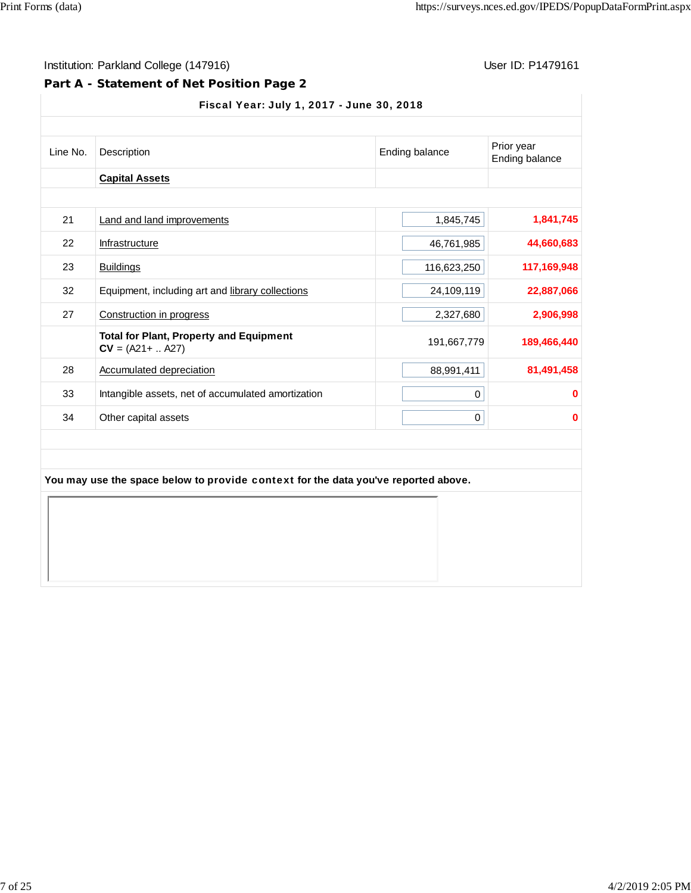Institution: Parkland College (147916)

User ID: P1479161

## Part A - Statement of Net Position Page 2

**Fiscal Year: July 1, 2017 - June 30, 2018**

| Line No. | Description | Ending balance | Prior year Ending balance |
|---|---|---|---|
| | **Capital Assets** | | |
| 21 | Land and land improvements | 1,845,745 | **1,841,745** |
| 22 | Infrastructure | 46,761,985 | **44,660,683** |
| 23 | Buildings | 116,623,250 | **117,169,948** |
| 32 | Equipment, including art and library collections | 24,109,119 | **22,887,066** |
| 27 | Construction in progress | 2,327,680 | **2,906,998** |
| | **Total for Plant, Property and Equipment** **CV** = (A21+ .. A27) | 191,667,779 | **189,466,440** |
| 28 | Accumulated depreciation | 88,991,411 | **81,491,458** |
| 33 | Intangible assets, net of accumulated amortization | 0 | **0** |
| 34 | Other capital assets | 0 | **0** |

**You may use the space below to provide context for the data you've reported above.**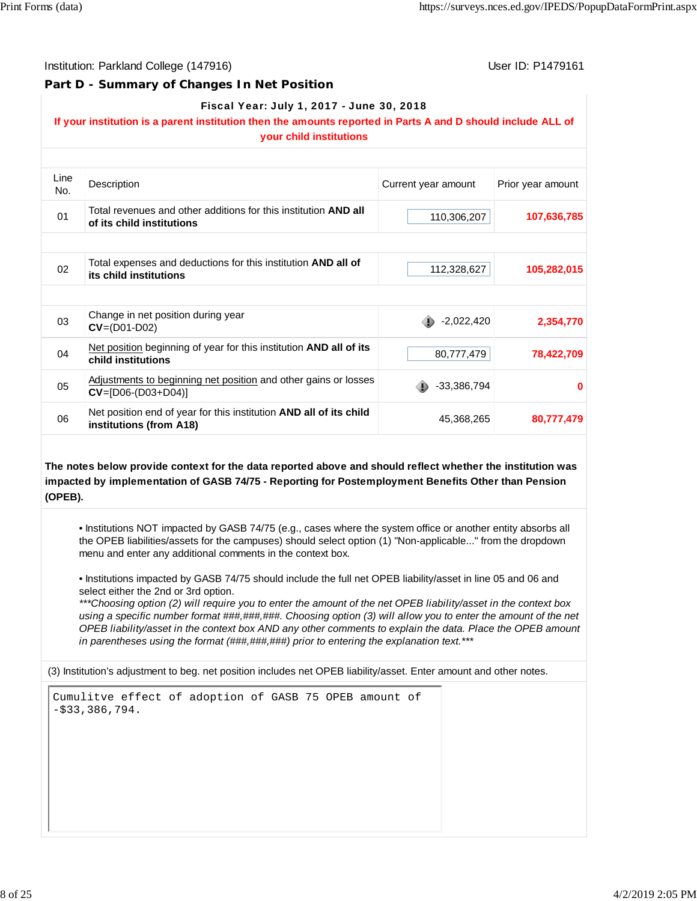Institution: Parkland College (147916)

User ID: P1479161

## Part D - Summary of Changes In Net Position

**Fiscal Year: July 1, 2017 - June 30, 2018**

**If your institution is a parent institution then the amounts reported in Parts A and D should include ALL of your child institutions**

| Line No. | Description | Current year amount | Prior year amount |
|---|---|---|---|
| 01 | Total revenues and other additions for this institution **AND all of its child institutions** | 110,306,207 | **107,636,785** |
| 02 | Total expenses and deductions for this institution **AND all of its child institutions** | 112,328,627 | **105,282,015** |
| 03 | Change in net position during year **CV**=(D01-D02) | -2,022,420 | **2,354,770** |
| 04 | Net position beginning of year for this institution **AND all of its child institutions** | 80,777,479 | **78,422,709** |
| 05 | Adjustments to beginning net position and other gains or losses **CV**=[D06-(D03+D04)] | -33,386,794 | **0** |
| 06 | Net position end of year for this institution **AND all of its child institutions (from A18)** | 45,368,265 | **80,777,479** |

**The notes below provide context for the data reported above and should reflect whether the institution was impacted by implementation of GASB 74/75 - Reporting for Postemployment Benefits Other than Pension (OPEB).**

- Institutions NOT impacted by GASB 74/75 (e.g., cases where the system office or another entity absorbs all the OPEB liabilities/assets for the campuses) should select option (1) "Non-applicable..." from the dropdown menu and enter any additional comments in the context box.

- Institutions impacted by GASB 74/75 should include the full net OPEB liability/asset in line 05 and 06 and select either the 2nd or 3rd option.
*\*\*\*Choosing option (2) will require you to enter the amount of the net OPEB liability/asset in the context box using a specific number format ###,###,###. Choosing option (3) will allow you to enter the amount of the net OPEB liability/asset in the context box AND any other comments to explain the data. Place the OPEB amount in parentheses using the format (###,###,###) prior to entering the explanation text.\*\*\**

(3) Institution's adjustment to beg. net position includes net OPEB liability/asset. Enter amount and other notes.

```
Cumulitve effect of adoption of GASB 75 OPEB amount of
-$33,386,794.
```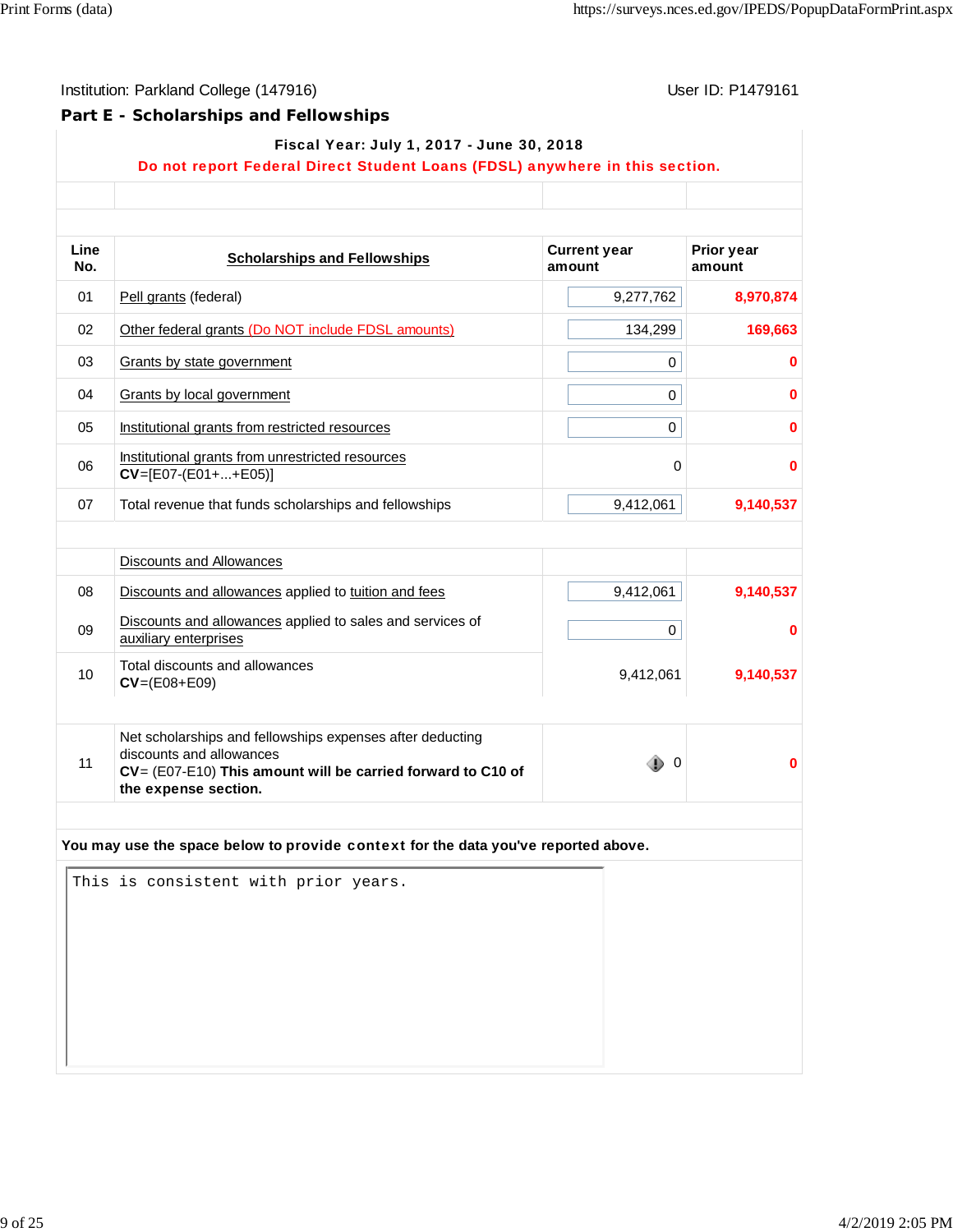Institution: Parkland College (147916) User ID: P1479161

## Part E - Scholarships and Fellowships

**Fiscal Year: July 1, 2017 - June 30, 2018**

**Do not report Federal Direct Student Loans (FDSL) anywhere in this section.**

| Line No. | Scholarships and Fellowships | Current year amount | Prior year amount |
|---|---|---|---|
| 01 | Pell grants (federal) | 9,277,762 | 8,970,874 |
| 02 | Other federal grants (Do NOT include FDSL amounts) | 134,299 | 169,663 |
| 03 | Grants by state government | 0 | 0 |
| 04 | Grants by local government | 0 | 0 |
| 05 | Institutional grants from restricted resources | 0 | 0 |
| 06 | Institutional grants from unrestricted resources **CV**=[E07-(E01+...+E05)] | 0 | 0 |
| 07 | Total revenue that funds scholarships and fellowships | 9,412,061 | 9,140,537 |
| | Discounts and Allowances | | |
| 08 | Discounts and allowances applied to tuition and fees | 9,412,061 | 9,140,537 |
| 09 | Discounts and allowances applied to sales and services of auxiliary enterprises | 0 | 0 |
| 10 | Total discounts and allowances **CV**=(E08+E09) | 9,412,061 | 9,140,537 |
| 11 | Net scholarships and fellowships expenses after deducting discounts and allowances **CV**= (E07-E10) **This amount will be carried forward to C10 of the expense section.** | 0 | 0 |

**You may use the space below to provide context for the data you've reported above.**

```
This is consistent with prior years.
```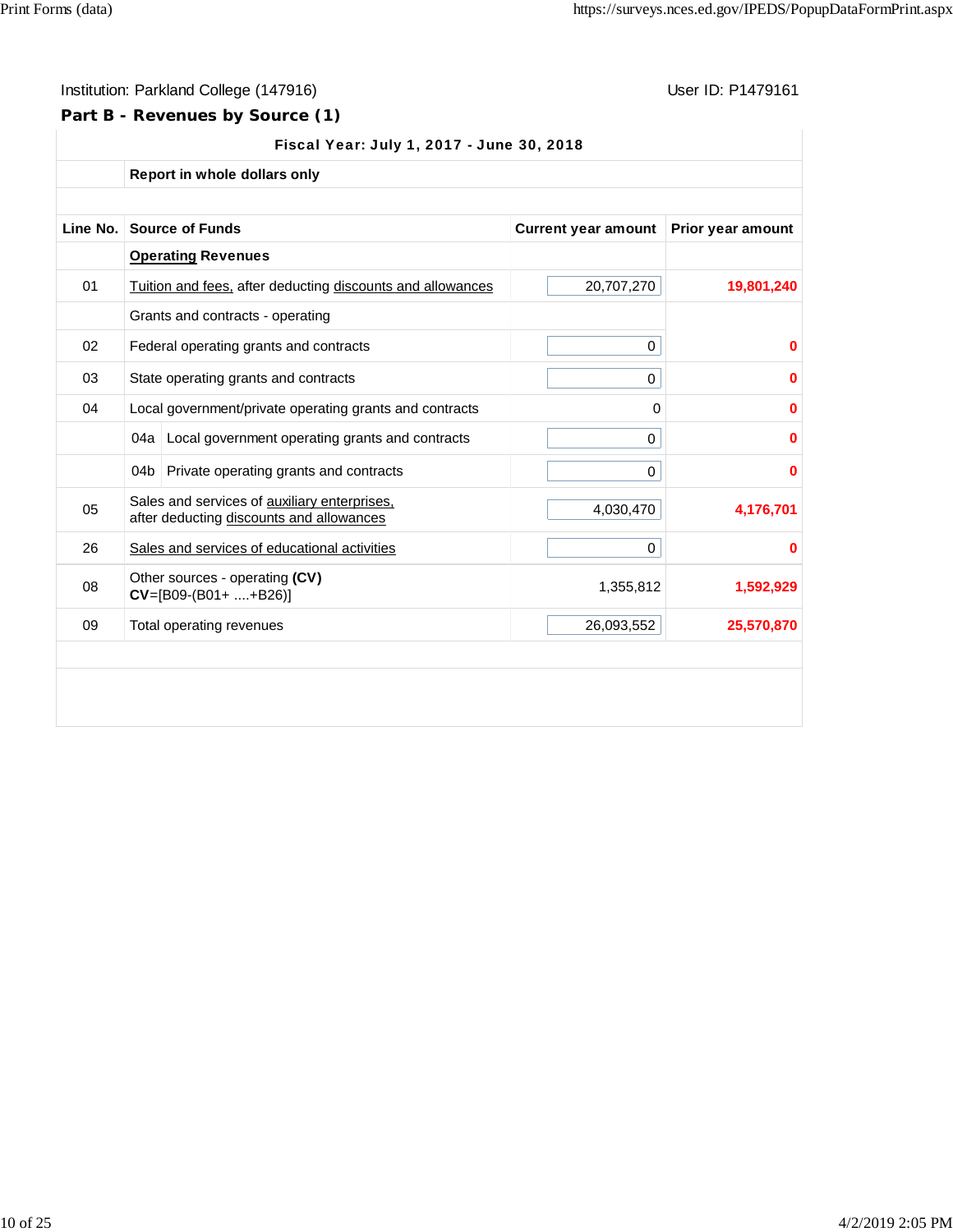Institution: Parkland College (147916)

User ID: P1479161

## Part B - Revenues by Source (1)

| | | | |
|---|---|---|---|
| | **Fiscal Year: July 1, 2017 - June 30, 2018** | | |
| | **Report in whole dollars only** | | |
| **Line No.** | **Source of Funds** | **Current year amount** | **Prior year amount** |
| | **Operating Revenues** | | |
| 01 | Tuition and fees, after deducting discounts and allowances | 20,707,270 | **19,801,240** |
| | Grants and contracts - operating | | |
| 02 | Federal operating grants and contracts | 0 | **0** |
| 03 | State operating grants and contracts | 0 | **0** |
| 04 | Local government/private operating grants and contracts | 0 | **0** |
| | 04a Local government operating grants and contracts | 0 | **0** |
| | 04b Private operating grants and contracts | 0 | **0** |
| 05 | Sales and services of auxiliary enterprises, after deducting discounts and allowances | 4,030,470 | **4,176,701** |
| 26 | Sales and services of educational activities | 0 | **0** |
| 08 | Other sources - operating **(CV)** **CV**=[B09-(B01+ ....+B26)] | 1,355,812 | **1,592,929** |
| 09 | Total operating revenues | 26,093,552 | **25,570,870** |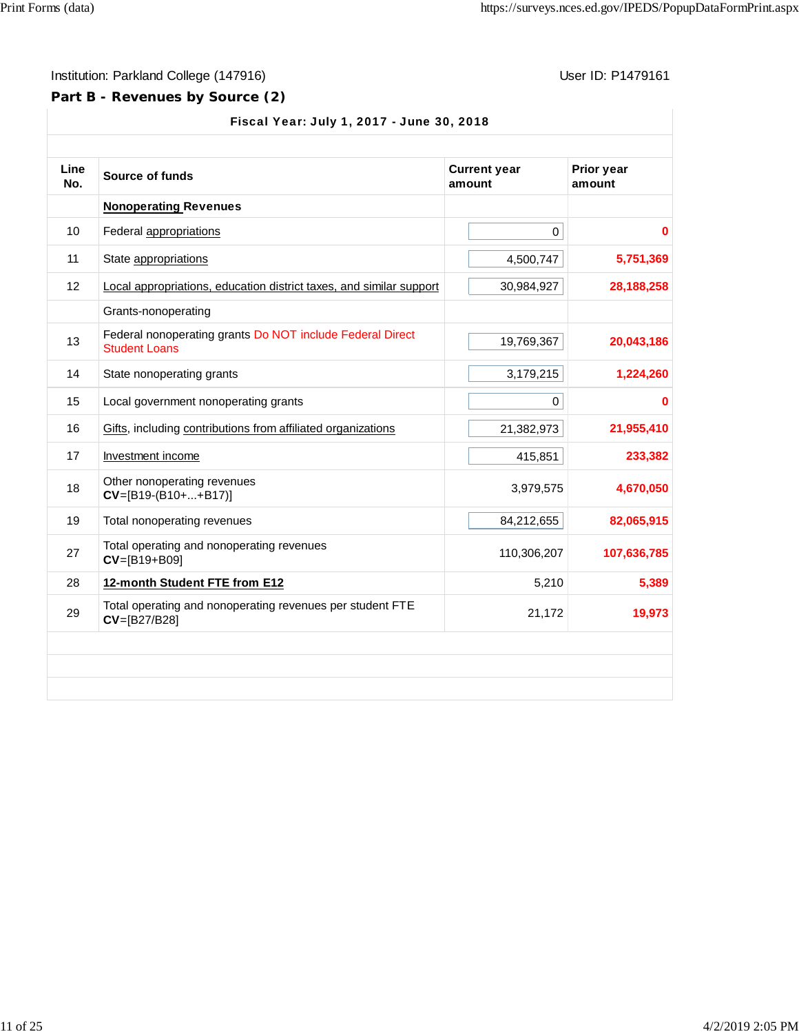Institution: Parkland College (147916)

User ID: P1479161

## Part B - Revenues by Source (2)

**Fiscal Year: July 1, 2017 - June 30, 2018**

| Line No. | Source of funds | Current year amount | Prior year amount |
|---|---|---|---|
| | **Nonoperating Revenues** | | |
| 10 | Federal appropriations | 0 | **0** |
| 11 | State appropriations | 4,500,747 | **5,751,369** |
| 12 | Local appropriations, education district taxes, and similar support | 30,984,927 | **28,188,258** |
| | Grants-nonoperating | | |
| 13 | Federal nonoperating grants Do NOT include Federal Direct Student Loans | 19,769,367 | **20,043,186** |
| 14 | State nonoperating grants | 3,179,215 | **1,224,260** |
| 15 | Local government nonoperating grants | 0 | **0** |
| 16 | Gifts, including contributions from affiliated organizations | 21,382,973 | **21,955,410** |
| 17 | Investment income | 415,851 | **233,382** |
| 18 | Other nonoperating revenues **CV**=[B19-(B10+...+B17)] | 3,979,575 | **4,670,050** |
| 19 | Total nonoperating revenues | 84,212,655 | **82,065,915** |
| 27 | Total operating and nonoperating revenues **CV**=[B19+B09] | 110,306,207 | **107,636,785** |
| 28 | **12-month Student FTE from E12** | 5,210 | **5,389** |
| 29 | Total operating and nonoperating revenues per student FTE **CV**=[B27/B28] | 21,172 | **19,973** |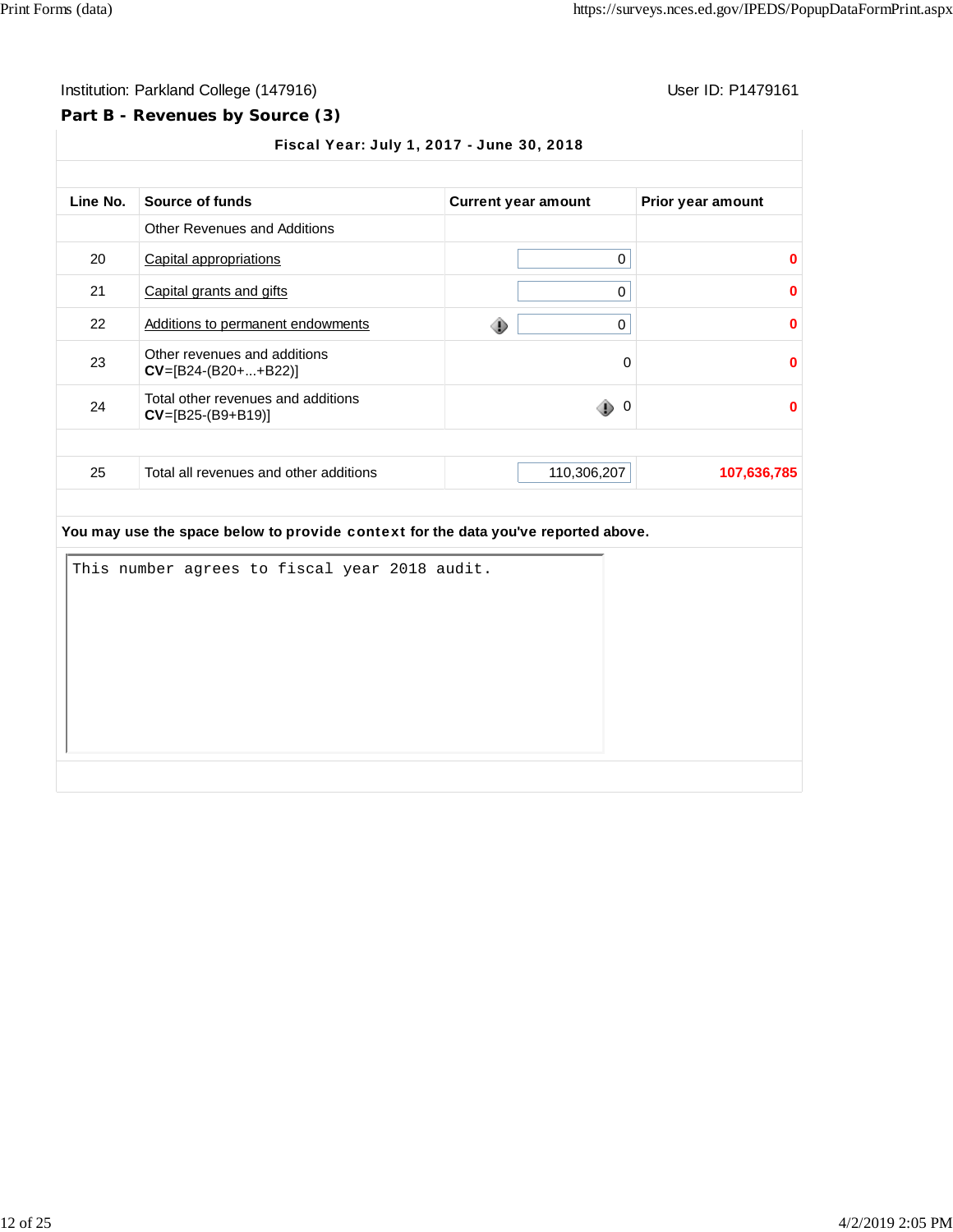Institution: Parkland College (147916)

User ID: P1479161

## Part B - Revenues by Source (3)

**Fiscal Year: July 1, 2017 - June 30, 2018**

| Line No. | Source of funds | Current year amount | Prior year amount |
|---|---|---|---|
| | Other Revenues and Additions | | |
| 20 | Capital appropriations | 0 | 0 |
| 21 | Capital grants and gifts | 0 | 0 |
| 22 | Additions to permanent endowments | 0 | 0 |
| 23 | Other revenues and additions **CV**=[B24-(B20+...+B22)] | 0 | 0 |
| 24 | Total other revenues and additions **CV**=[B25-(B9+B19)] | 0 | 0 |
| 25 | Total all revenues and other additions | 110,306,207 | 107,636,785 |

**You may use the space below to provide context for the data you've reported above.**

```
This number agrees to fiscal year 2018 audit.
```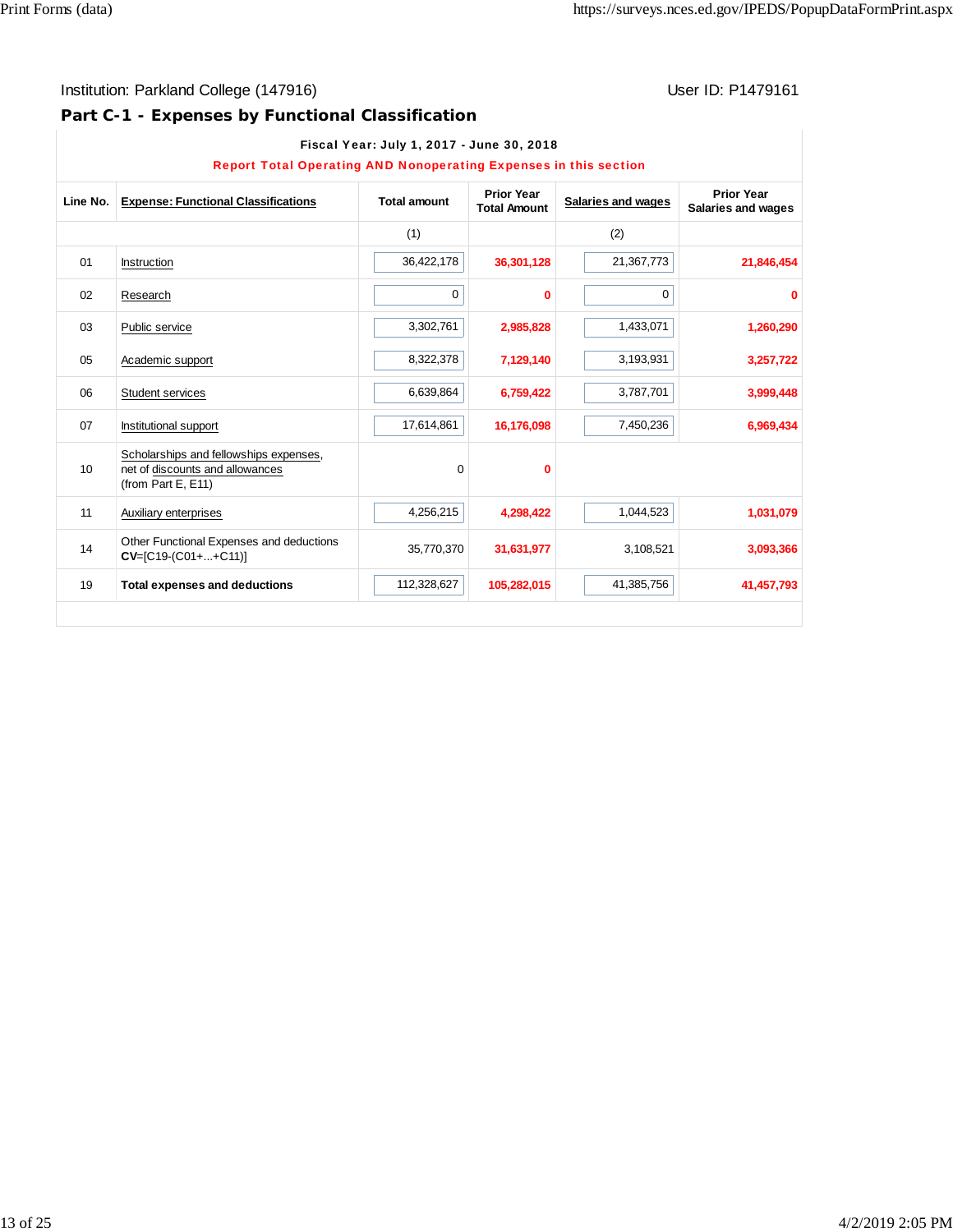Institution: Parkland College (147916)　　User ID: P1479161

## Part C-1 - Expenses by Functional Classification

**Fiscal Year: July 1, 2017 - June 30, 2018**

**Report Total Operating AND Nonoperating Expenses in this section**

| Line No. | Expense: Functional Classifications | Total amount | Prior Year Total Amount | Salaries and wages | Prior Year Salaries and wages |
|---|---|---|---|---|---|
| | | (1) | | (2) | |
| 01 | Instruction | 36,422,178 | 36,301,128 | 21,367,773 | 21,846,454 |
| 02 | Research | 0 | 0 | 0 | 0 |
| 03 | Public service | 3,302,761 | 2,985,828 | 1,433,071 | 1,260,290 |
| 05 | Academic support | 8,322,378 | 7,129,140 | 3,193,931 | 3,257,722 |
| 06 | Student services | 6,639,864 | 6,759,422 | 3,787,701 | 3,999,448 |
| 07 | Institutional support | 17,614,861 | 16,176,098 | 7,450,236 | 6,969,434 |
| 10 | Scholarships and fellowships expenses, net of discounts and allowances (from Part E, E11) | 0 | 0 | | |
| 11 | Auxiliary enterprises | 4,256,215 | 4,298,422 | 1,044,523 | 1,031,079 |
| 14 | Other Functional Expenses and deductions **CV**=[C19-(C01+...+C11)] | 35,770,370 | 31,631,977 | 3,108,521 | 3,093,366 |
| 19 | **Total expenses and deductions** | 112,328,627 | 105,282,015 | 41,385,756 | 41,457,793 |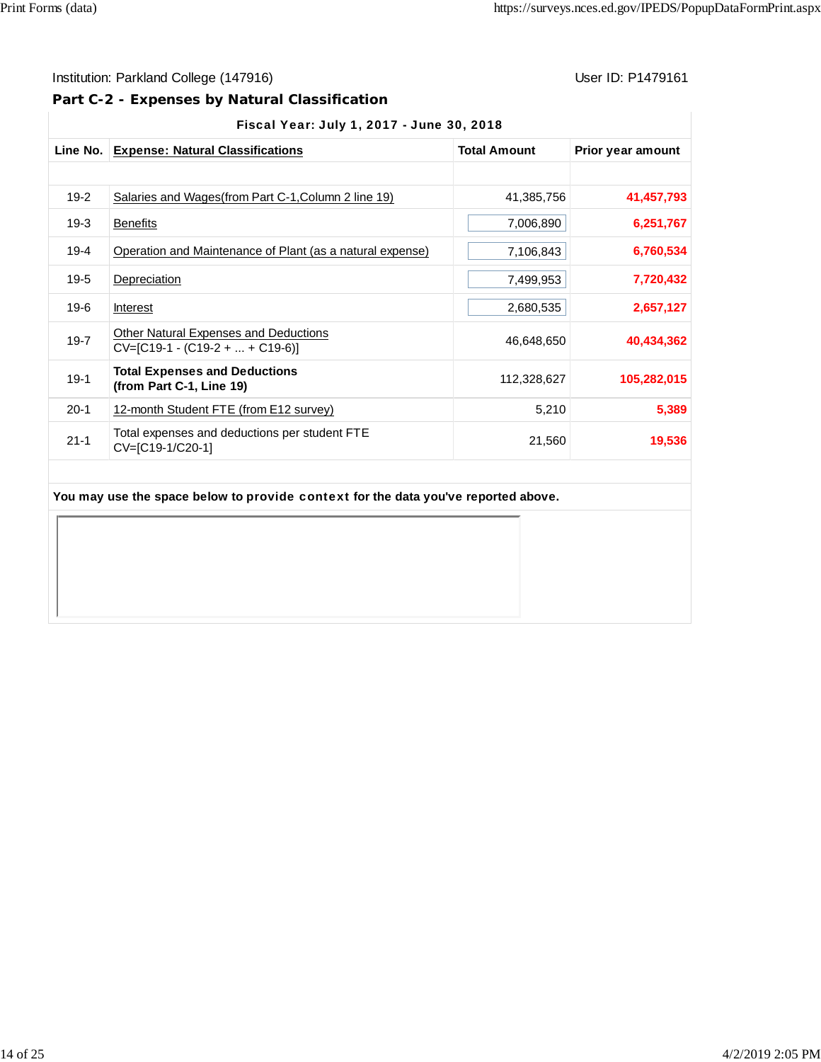Institution: Parkland College (147916)

User ID: P1479161

## Part C-2 - Expenses by Natural Classification

| Fiscal Year: July 1, 2017 - June 30, 2018 | | | |
|---|---|---|---|
| **Line No.** | **Expense: Natural Classifications** | **Total Amount** | **Prior year amount** |
| | | | |
| 19-2 | Salaries and Wages(from Part C-1,Column 2 line 19) | 41,385,756 | **41,457,793** |
| 19-3 | Benefits | 7,006,890 | **6,251,767** |
| 19-4 | Operation and Maintenance of Plant (as a natural expense) | 7,106,843 | **6,760,534** |
| 19-5 | Depreciation | 7,499,953 | **7,720,432** |
| 19-6 | Interest | 2,680,535 | **2,657,127** |
| 19-7 | Other Natural Expenses and Deductions CV=[C19-1 - (C19-2 + ... + C19-6)] | 46,648,650 | **40,434,362** |
| 19-1 | **Total Expenses and Deductions (from Part C-1, Line 19)** | 112,328,627 | **105,282,015** |
| 20-1 | 12-month Student FTE (from E12 survey) | 5,210 | **5,389** |
| 21-1 | Total expenses and deductions per student FTE CV=[C19-1/C20-1] | 21,560 | **19,536** |

**You may use the space below to provide context for the data you've reported above.**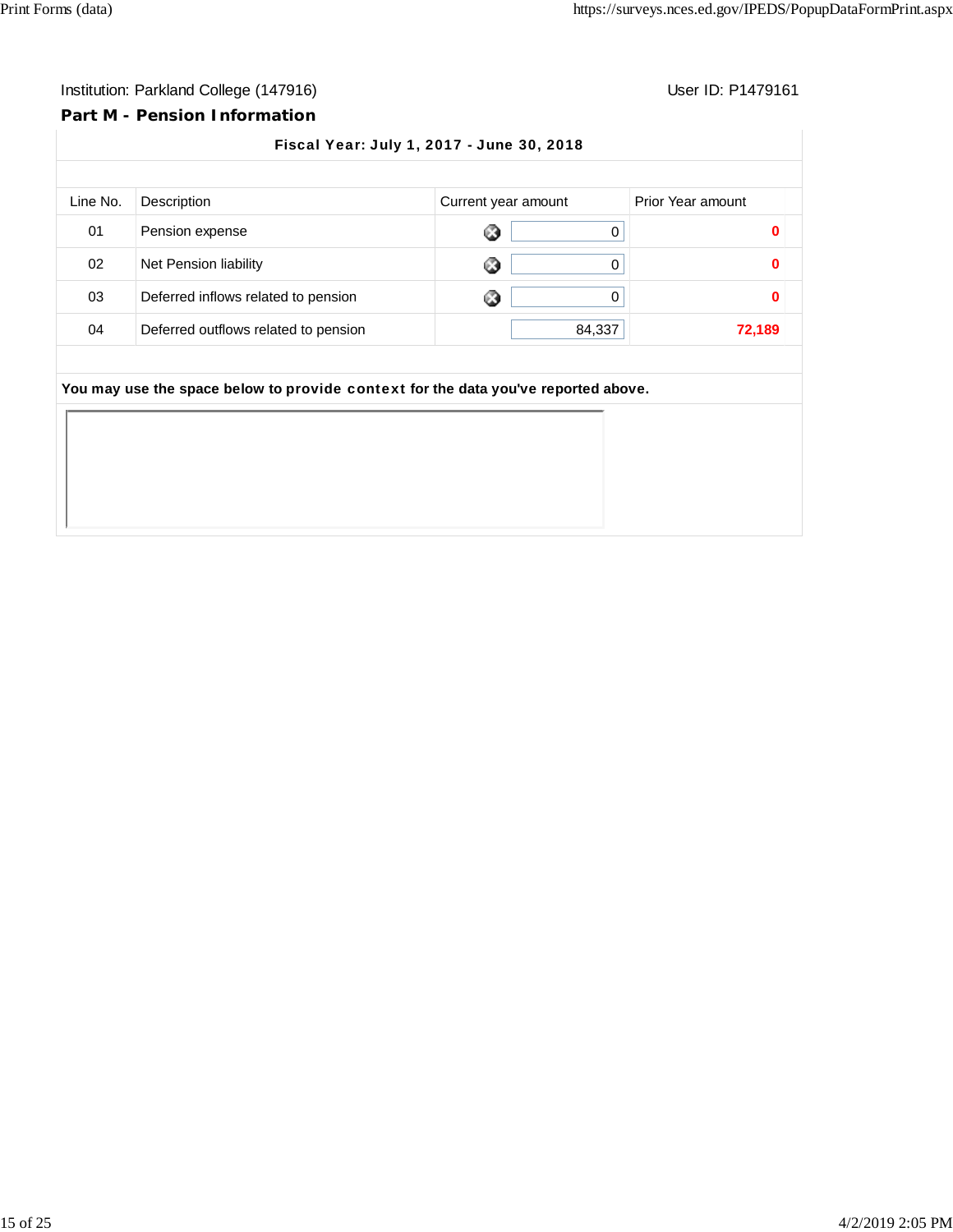Institution: Parkland College (147916)

User ID: P1479161

## Part M - Pension Information

**Fiscal Year: July 1, 2017 - June 30, 2018**

| Line No. | Description | Current year amount | Prior Year amount |
|---|---|---|---|
| 01 | Pension expense | 0 | **0** |
| 02 | Net Pension liability | 0 | **0** |
| 03 | Deferred inflows related to pension | 0 | **0** |
| 04 | Deferred outflows related to pension | 84,337 | **72,189** |

**You may use the space below to provide context for the data you've reported above.**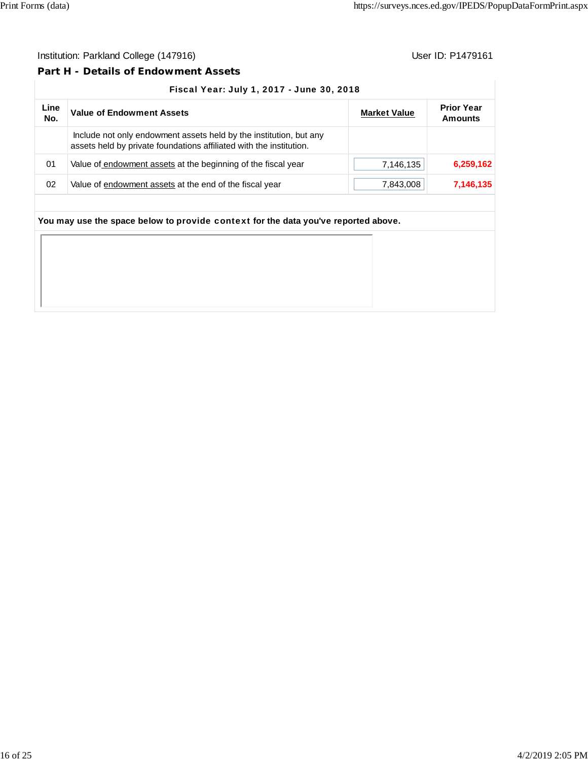Institution: Parkland College (147916)

User ID: P1479161

## Part H - Details of Endowment Assets

| Fiscal Year: July 1, 2017 - June 30, 2018 | | | |
|---|---|---|---|
| **Line No.** | **Value of Endowment Assets** | **Market Value** | **Prior Year Amounts** |
| | Include not only endowment assets held by the institution, but any assets held by private foundations affiliated with the institution. | | |
| 01 | Value of endowment assets at the beginning of the fiscal year | 7,146,135 | **6,259,162** |
| 02 | Value of endowment assets at the end of the fiscal year | 7,843,008 | **7,146,135** |

**You may use the space below to provide context for the data you've reported above.**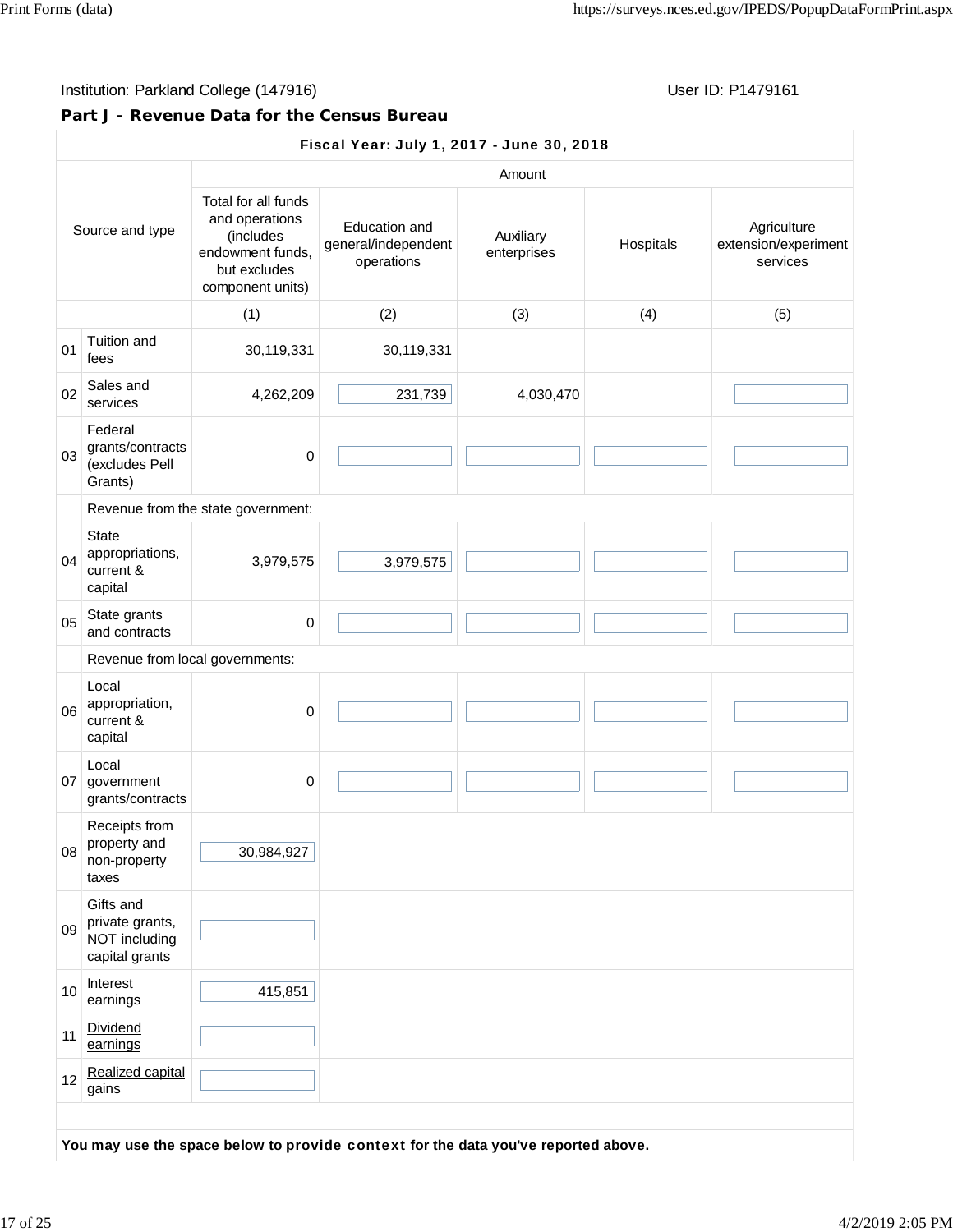Institution: Parkland College (147916)

User ID: P1479161

## Part J - Revenue Data for the Census Bureau

**Fiscal Year: July 1, 2017 - June 30, 2018**

| | Source and type | Amount | | | | |
|---|---|---|---|---|---|---|
| | | Total for all funds and operations (includes endowment funds, but excludes component units) | Education and general/independent operations | Auxiliary enterprises | Hospitals | Agriculture extension/experiment services |
| | | (1) | (2) | (3) | (4) | (5) |
| 01 | Tuition and fees | 30,119,331 | 30,119,331 | | | |
| 02 | Sales and services | 4,262,209 | 231,739 | 4,030,470 | | |
| 03 | Federal grants/contracts (excludes Pell Grants) | 0 | | | | |
| | Revenue from the state government: | | | | | |
| 04 | State appropriations, current & capital | 3,979,575 | 3,979,575 | | | |
| 05 | State grants and contracts | 0 | | | | |
| | Revenue from local governments: | | | | | |
| 06 | Local appropriation, current & capital | 0 | | | | |
| 07 | Local government grants/contracts | 0 | | | | |
| 08 | Receipts from property and non-property taxes | 30,984,927 | | | | |
| 09 | Gifts and private grants, NOT including capital grants | | | | | |
| 10 | Interest earnings | 415,851 | | | | |
| 11 | Dividend earnings | | | | | |
| 12 | Realized capital gains | | | | | |

**You may use the space below to provide context for the data you've reported above.**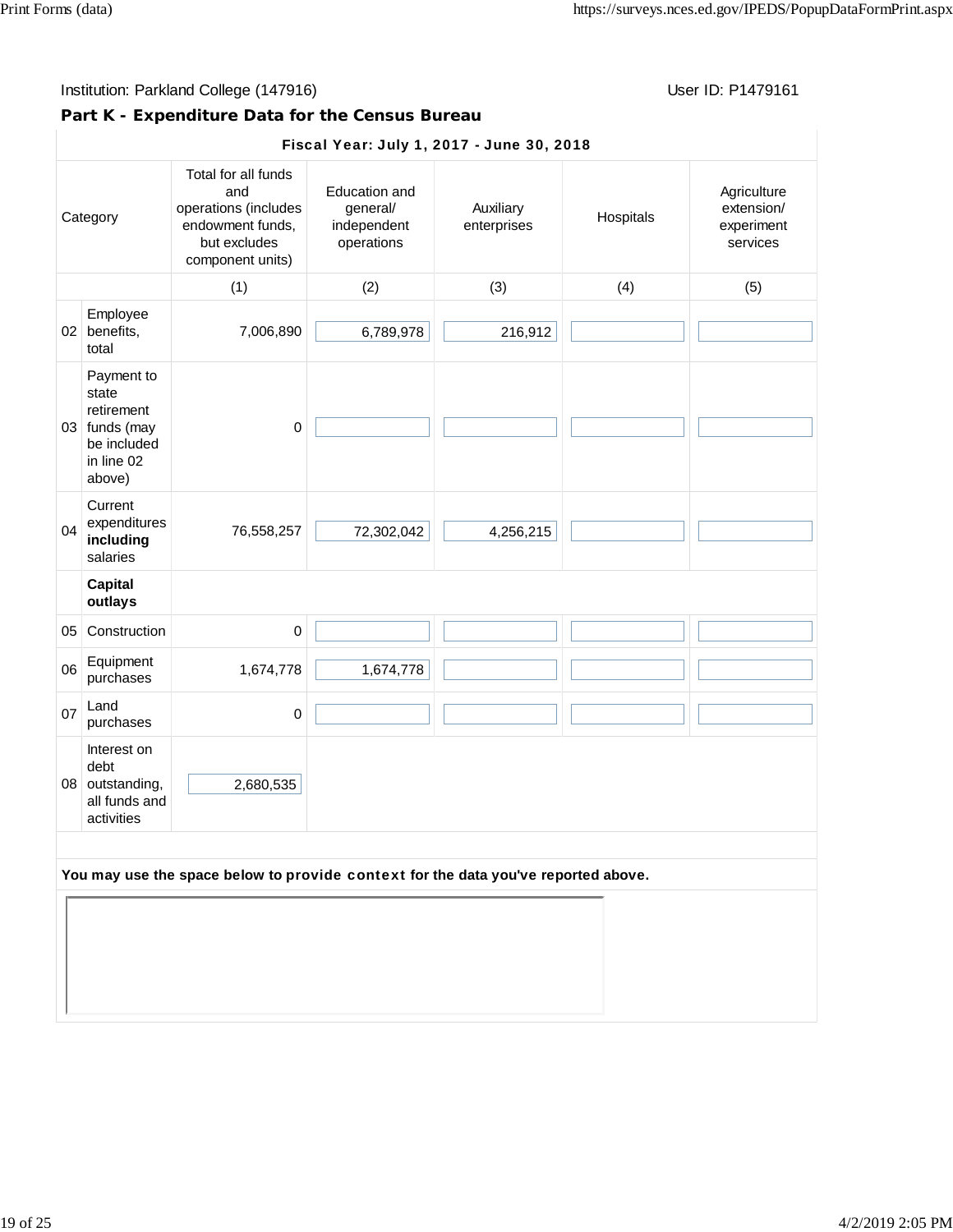Institution: Parkland College (147916) User ID: P1479161

## Part K - Expenditure Data for the Census Bureau

| | Category | Total for all funds and operations (includes endowment funds, but excludes component units) | Education and general/ independent operations | Auxiliary enterprises | Hospitals | Agriculture extension/ experiment services |
|---|---|---|---|---|---|---|
| | **Fiscal Year: July 1, 2017 - June 30, 2018** | | | | | |
| | | (1) | (2) | (3) | (4) | (5) |
| 02 | Employee benefits, total | 7,006,890 | 6,789,978 | 216,912 | | |
| 03 | Payment to state retirement funds (may be included in line 02 above) | 0 | | | | |
| 04 | Current expenditures **including** salaries | 76,558,257 | 72,302,042 | 4,256,215 | | |
| | **Capital outlays** | | | | | |
| 05 | Construction | 0 | | | | |
| 06 | Equipment purchases | 1,674,778 | 1,674,778 | | | |
| 07 | Land purchases | 0 | | | | |
| 08 | Interest on debt outstanding, all funds and activities | 2,680,535 | | | | |

**You may use the space below to provide context for the data you've reported above.**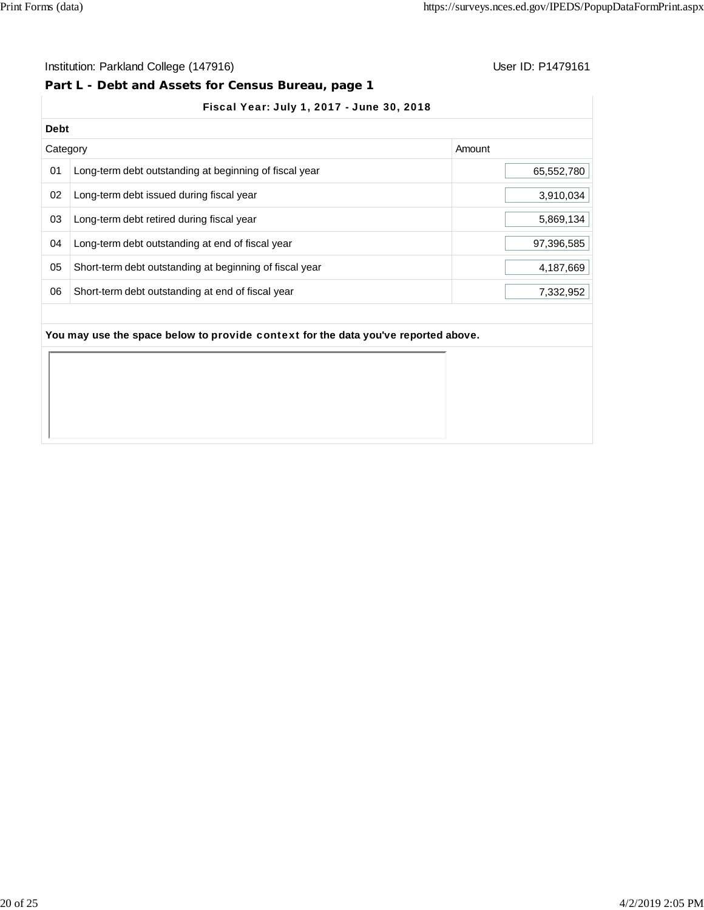Institution: Parkland College (147916) User ID: P1479161

## Part L - Debt and Assets for Census Bureau, page 1

**Fiscal Year: July 1, 2017 - June 30, 2018**

**Debt**

| | Category | Amount |
|---|---|---|
| 01 | Long-term debt outstanding at beginning of fiscal year | 65,552,780 |
| 02 | Long-term debt issued during fiscal year | 3,910,034 |
| 03 | Long-term debt retired during fiscal year | 5,869,134 |
| 04 | Long-term debt outstanding at end of fiscal year | 97,396,585 |
| 05 | Short-term debt outstanding at beginning of fiscal year | 4,187,669 |
| 06 | Short-term debt outstanding at end of fiscal year | 7,332,952 |

**You may use the space below to provide context for the data you've reported above.**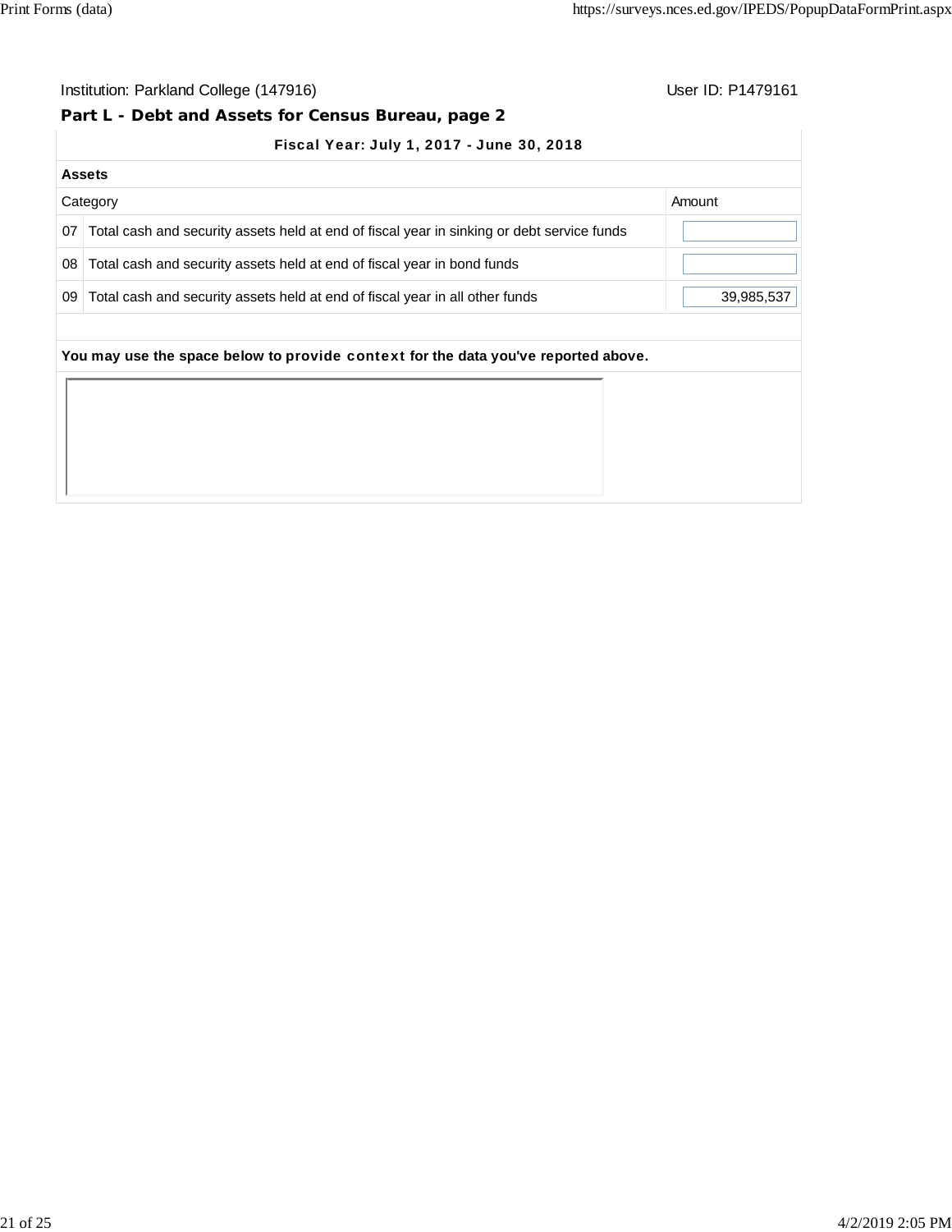Institution: Parkland College (147916)

User ID: P1479161

## Part L - Debt and Assets for Census Bureau, page 2

**Fiscal Year: July 1, 2017 - June 30, 2018**

**Assets**

| | Category | Amount |
|---|---|---|
| 07 | Total cash and security assets held at end of fiscal year in sinking or debt service funds | |
| 08 | Total cash and security assets held at end of fiscal year in bond funds | |
| 09 | Total cash and security assets held at end of fiscal year in all other funds | 39,985,537 |

**You may use the space below to provide context for the data you've reported above.**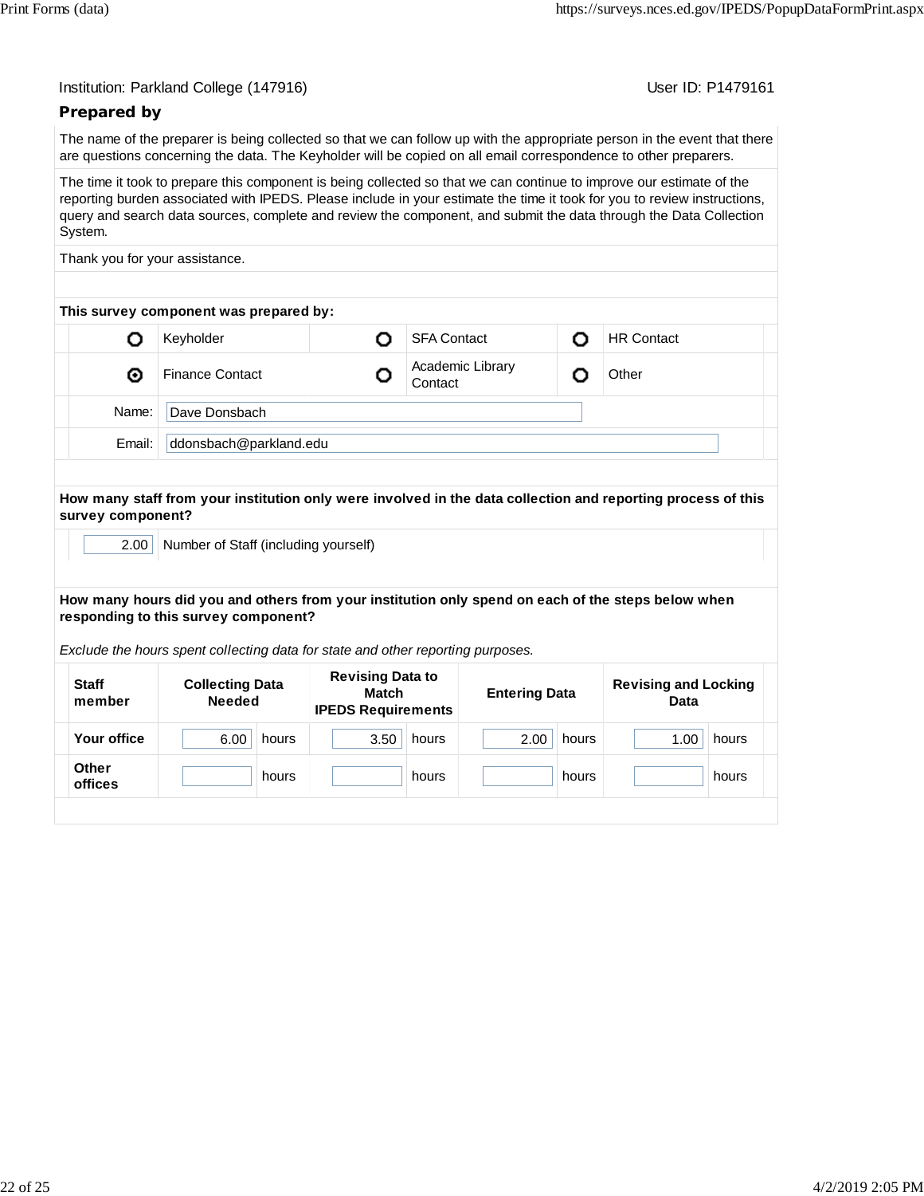Institution: Parkland College (147916)

User ID: P1479161

## Prepared by

The name of the preparer is being collected so that we can follow up with the appropriate person in the event that there are questions concerning the data. The Keyholder will be copied on all email correspondence to other preparers.

The time it took to prepare this component is being collected so that we can continue to improve our estimate of the reporting burden associated with IPEDS. Please include in your estimate the time it took for you to review instructions, query and search data sources, complete and review the component, and submit the data through the Data Collection System.

Thank you for your assistance.

**This survey component was prepared by:**

| | | | | | |
|---|---|---|---|---|---|
| ○ | Keyholder | ○ | SFA Contact | ○ | HR Contact |
| ⊙ | Finance Contact | ○ | Academic Library Contact | ○ | Other |

Name: Dave Donsbach

Email: ddonsbach@parkland.edu

**How many staff from your institution only were involved in the data collection and reporting process of this survey component?**

2.00 Number of Staff (including yourself)

**How many hours did you and others from your institution only spend on each of the steps below when responding to this survey component?**

*Exclude the hours spent collecting data for state and other reporting purposes.*

| Staff member | Collecting Data Needed | Revising Data to Match IPEDS Requirements | Entering Data | Revising and Locking Data |
|---|---|---|---|---|
| **Your office** | 6.00 hours | 3.50 hours | 2.00 hours | 1.00 hours |
| **Other offices** | hours | hours | hours | hours |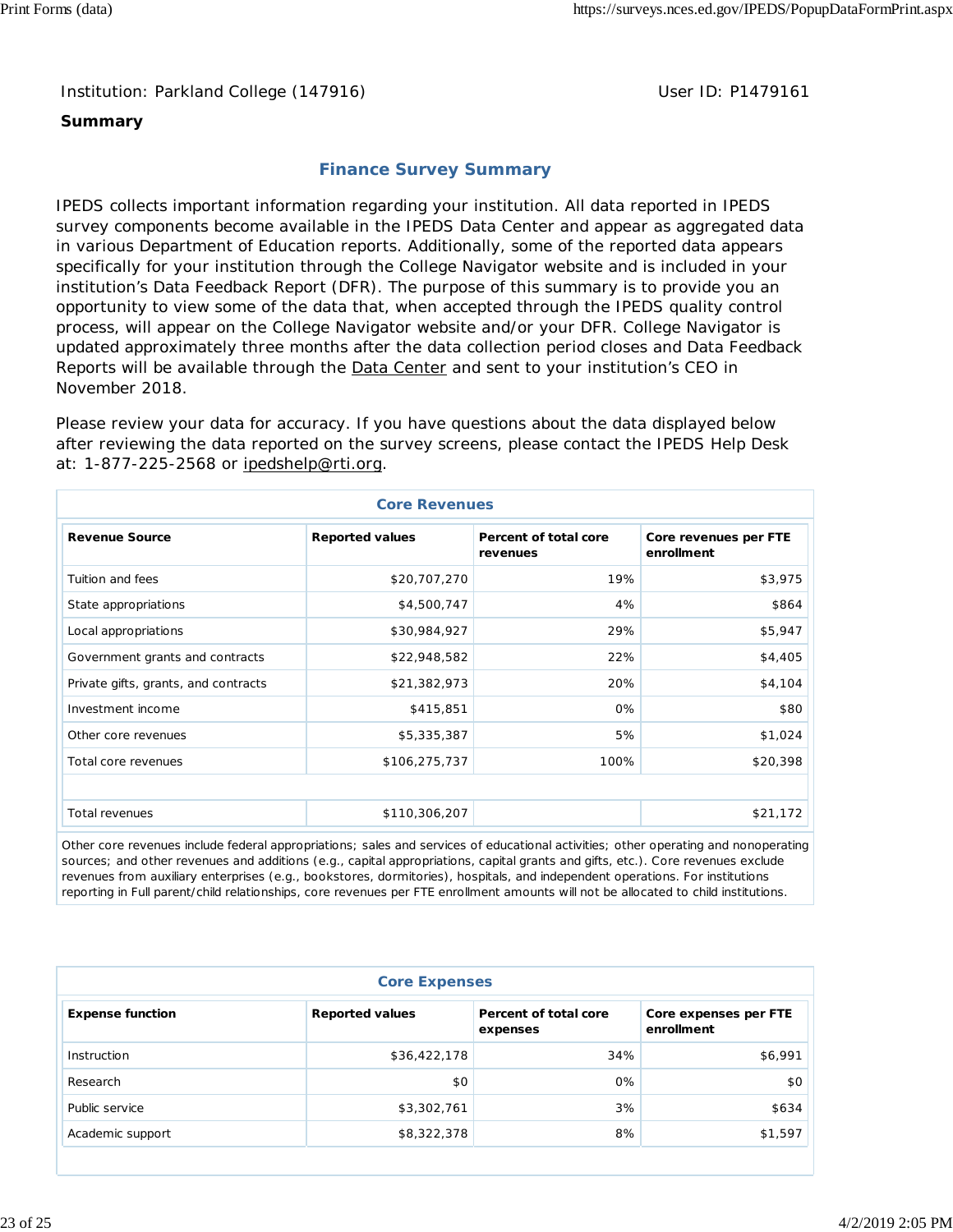Institution: Parkland College (147916)

User ID: P1479161

**Summary**

## Finance Survey Summary

IPEDS collects important information regarding your institution. All data reported in IPEDS survey components become available in the IPEDS Data Center and appear as aggregated data in various Department of Education reports. Additionally, some of the reported data appears specifically for your institution through the College Navigator website and is included in your institution's Data Feedback Report (DFR). The purpose of this summary is to provide you an opportunity to view some of the data that, when accepted through the IPEDS quality control process, will appear on the College Navigator website and/or your DFR. College Navigator is updated approximately three months after the data collection period closes and Data Feedback Reports will be available through the Data Center and sent to your institution's CEO in November 2018.

Please review your data for accuracy. If you have questions about the data displayed below after reviewing the data reported on the survey screens, please contact the IPEDS Help Desk at: 1-877-225-2568 or ipedshelp@rti.org.

**Core Revenues**

| Revenue Source | Reported values | Percent of total core revenues | Core revenues per FTE enrollment |
|---|---|---|---|
| Tuition and fees | $20,707,270 | 19% | $3,975 |
| State appropriations | $4,500,747 | 4% | $864 |
| Local appropriations | $30,984,927 | 29% | $5,947 |
| Government grants and contracts | $22,948,582 | 22% | $4,405 |
| Private gifts, grants, and contracts | $21,382,973 | 20% | $4,104 |
| Investment income | $415,851 | 0% | $80 |
| Other core revenues | $5,335,387 | 5% | $1,024 |
| Total core revenues | $106,275,737 | 100% | $20,398 |
| | | | |
| Total revenues | $110,306,207 | | $21,172 |

Other core revenues include federal appropriations; sales and services of educational activities; other operating and nonoperating sources; and other revenues and additions (e.g., capital appropriations, capital grants and gifts, etc.). Core revenues exclude revenues from auxiliary enterprises (e.g., bookstores, dormitories), hospitals, and independent operations. For institutions reporting in Full parent/child relationships, core revenues per FTE enrollment amounts will not be allocated to child institutions.

**Core Expenses**

| Expense function | Reported values | Percent of total core expenses | Core expenses per FTE enrollment |
|---|---|---|---|
| Instruction | $36,422,178 | 34% | $6,991 |
| Research | $0 | 0% | $0 |
| Public service | $3,302,761 | 3% | $634 |
| Academic support | $8,322,378 | 8% | $1,597 |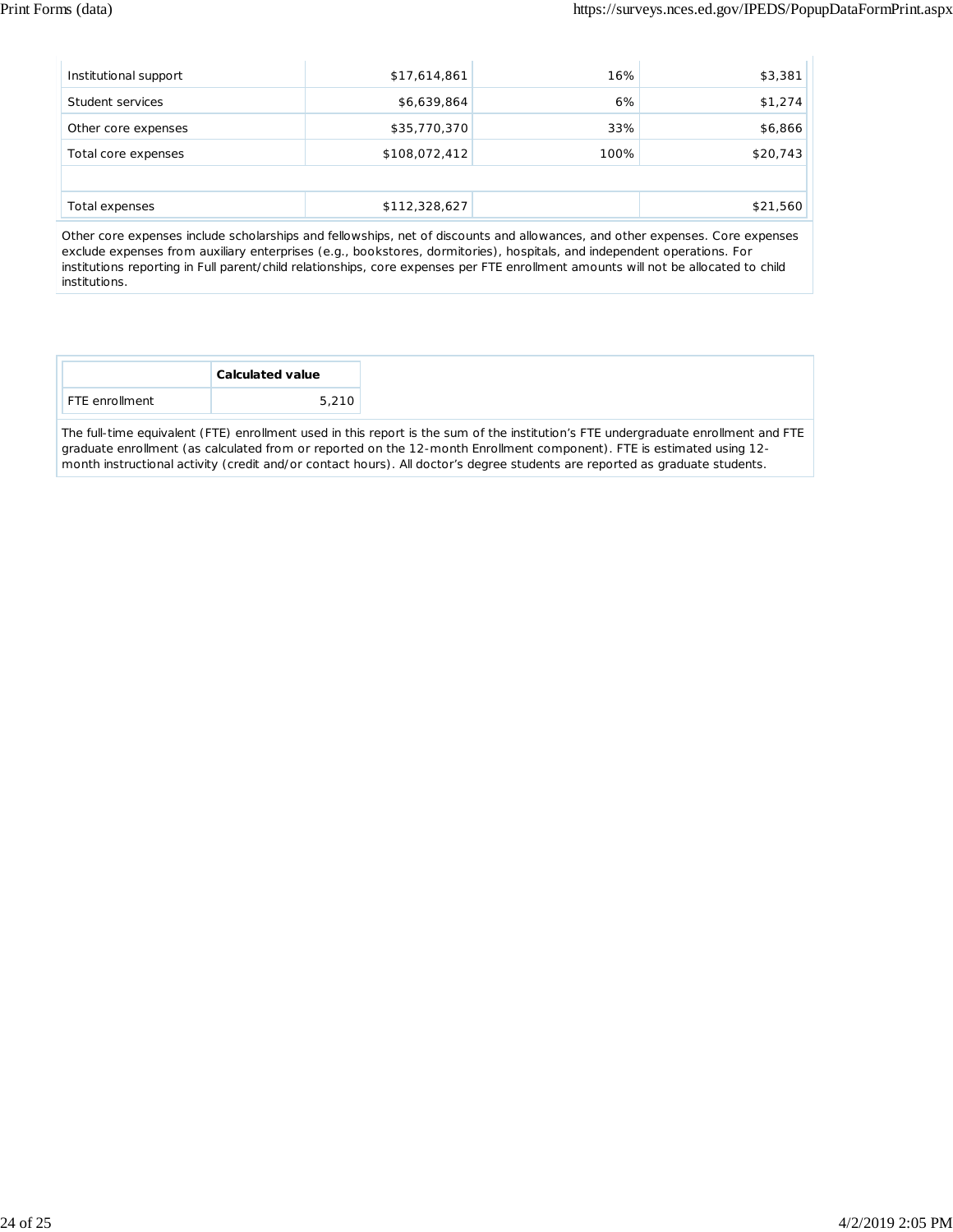| | | | |
|---|---|---|---|
| Institutional support | $17,614,861 | 16% | $3,381 |
| Student services | $6,639,864 | 6% | $1,274 |
| Other core expenses | $35,770,370 | 33% | $6,866 |
| Total core expenses | $108,072,412 | 100% | $20,743 |
| | | | |
| Total expenses | $112,328,627 | | $21,560 |

Other core expenses include scholarships and fellowships, net of discounts and allowances, and other expenses. Core expenses exclude expenses from auxiliary enterprises (e.g., bookstores, dormitories), hospitals, and independent operations. For institutions reporting in Full parent/child relationships, core expenses per FTE enrollment amounts will not be allocated to child institutions.

| | **Calculated value** |
|---|---|
| FTE enrollment | 5,210 |

The full-time equivalent (FTE) enrollment used in this report is the sum of the institution's FTE undergraduate enrollment and FTE graduate enrollment (as calculated from or reported on the 12-month Enrollment component). FTE is estimated using 12-month instructional activity (credit and/or contact hours). All doctor's degree students are reported as graduate students.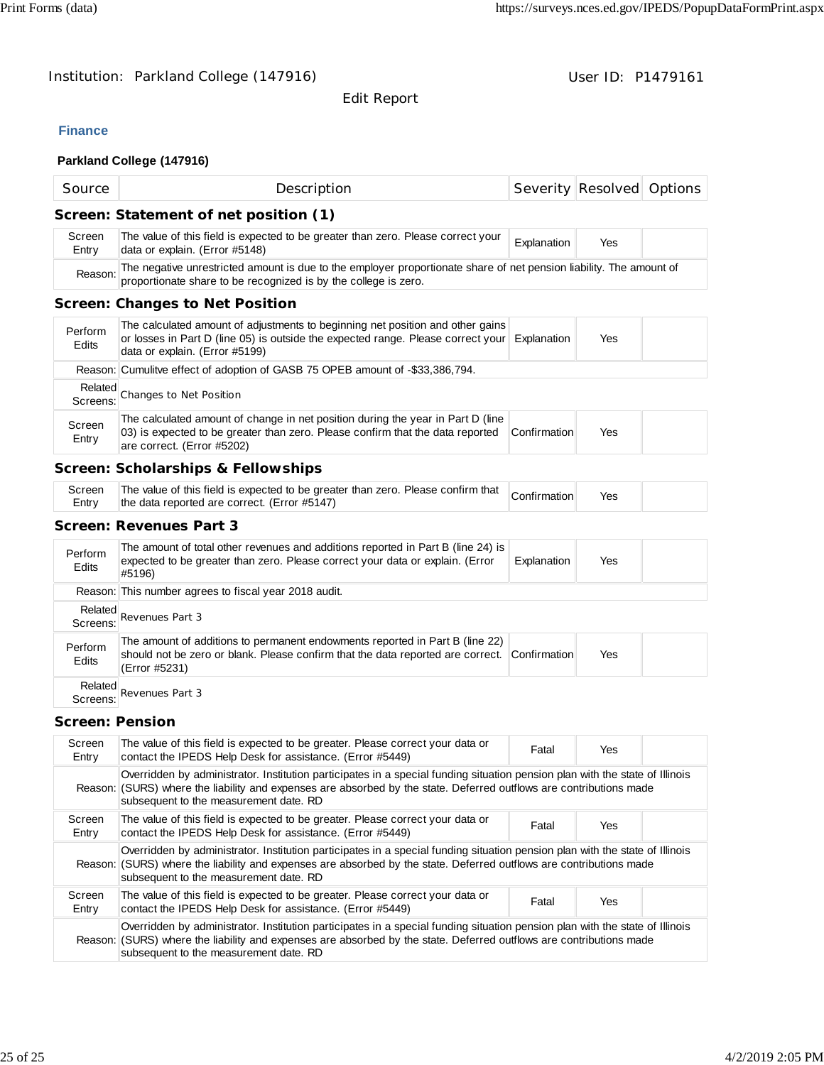Institution: Parkland College (147916)    User ID: P1479161

Edit Report

### Finance

**Parkland College (147916)**

| Source | Description | Severity | Resolved | Options |
|---|---|---|---|---|

**Screen: Statement of net position (1)**

| Source | Description | Severity | Resolved | Options |
|---|---|---|---|---|
| Screen Entry | The value of this field is expected to be greater than zero. Please correct your data or explain. (Error #5148) | Explanation | Yes | |
| Reason: | The negative unrestricted amount is due to the employer proportionate share of net pension liability. The amount of proportionate share to be recognized is by the college is zero. | | | |

**Screen: Changes to Net Position**

| Source | Description | Severity | Resolved | Options |
|---|---|---|---|---|
| Perform Edits | The calculated amount of adjustments to beginning net position and other gains or losses in Part D (line 05) is outside the expected range. Please correct your data or explain. (Error #5199) | Explanation | Yes | |
| Reason: | Cumulitve effect of adoption of GASB 75 OPEB amount of -$33,386,794. | | | |
| Related Screens: | Changes to Net Position | | | |
| Screen Entry | The calculated amount of change in net position during the year in Part D (line 03) is expected to be greater than zero. Please confirm that the data reported are correct. (Error #5202) | Confirmation | Yes | |

**Screen: Scholarships & Fellowships**

| Source | Description | Severity | Resolved | Options |
|---|---|---|---|---|
| Screen Entry | The value of this field is expected to be greater than zero. Please confirm that the data reported are correct. (Error #5147) | Confirmation | Yes | |

**Screen: Revenues Part 3**

| Source | Description | Severity | Resolved | Options |
|---|---|---|---|---|
| Perform Edits | The amount of total other revenues and additions reported in Part B (line 24) is expected to be greater than zero. Please correct your data or explain. (Error #5196) | Explanation | Yes | |
| Reason: | This number agrees to fiscal year 2018 audit. | | | |
| Related Screens: | Revenues Part 3 | | | |
| Perform Edits | The amount of additions to permanent endowments reported in Part B (line 22) should not be zero or blank. Please confirm that the data reported are correct. (Error #5231) | Confirmation | Yes | |
| Related Screens: | Revenues Part 3 | | | |

**Screen: Pension**

| Source | Description | Severity | Resolved | Options |
|---|---|---|---|---|
| Screen Entry | The value of this field is expected to be greater. Please correct your data or contact the IPEDS Help Desk for assistance. (Error #5449) | Fatal | Yes | |
| Reason: | Overridden by administrator. Institution participates in a special funding situation pension plan with the state of Illinois (SURS) where the liability and expenses are absorbed by the state. Deferred outflows are contributions made subsequent to the measurement date. RD | | | |
| Screen Entry | The value of this field is expected to be greater. Please correct your data or contact the IPEDS Help Desk for assistance. (Error #5449) | Fatal | Yes | |
| Reason: | Overridden by administrator. Institution participates in a special funding situation pension plan with the state of Illinois (SURS) where the liability and expenses are absorbed by the state. Deferred outflows are contributions made subsequent to the measurement date. RD | | | |
| Screen Entry | The value of this field is expected to be greater. Please correct your data or contact the IPEDS Help Desk for assistance. (Error #5449) | Fatal | Yes | |
| Reason: | Overridden by administrator. Institution participates in a special funding situation pension plan with the state of Illinois (SURS) where the liability and expenses are absorbed by the state. Deferred outflows are contributions made subsequent to the measurement date. RD | | | |